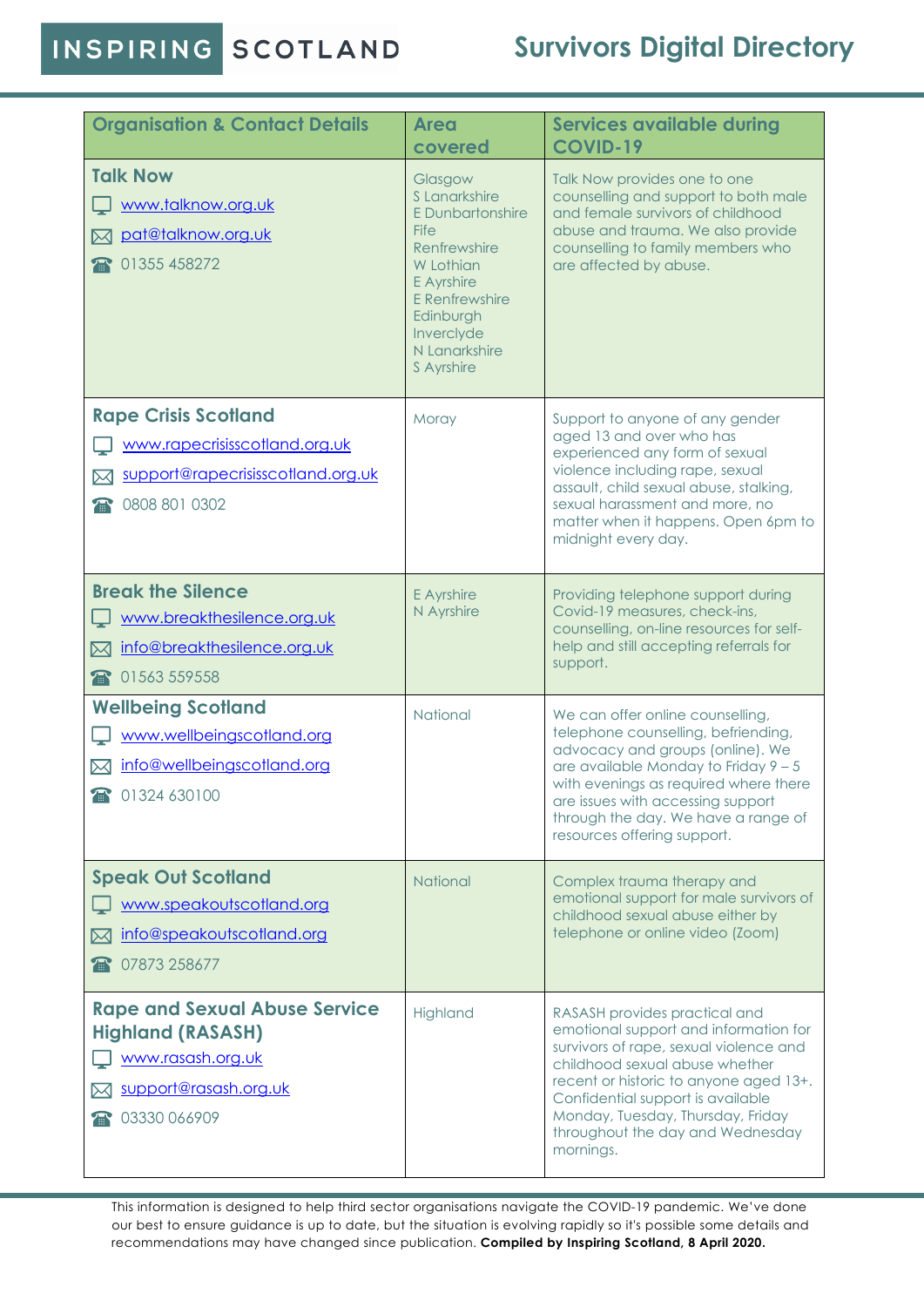# INSPIRING SCOTLAND

## Survivors Digital Directory

| Organisation & Contact Details | Area covered | Services available during COVID-19 |
|---|---|---|
| **Talk Now**<br>www.talknow.org.uk<br>pat@talknow.org.uk<br>01355 458272 | Glasgow<br>S Lanarkshire<br>E Dunbartonshire<br>Fife<br>Renfrewshire<br>W Lothian<br>E Ayrshire<br>E Renfrewshire<br>Edinburgh<br>Inverclyde<br>N Lanarkshire<br>S Ayrshire | Talk Now provides one to one counselling and support to both male and female survivors of childhood abuse and trauma. We also provide counselling to family members who are affected by abuse. |
| **Rape Crisis Scotland**<br>www.rapecrisisscotland.org.uk<br>support@rapecrisisscotland.org.uk<br>0808 801 0302 | Moray | Support to anyone of any gender aged 13 and over who has experienced any form of sexual violence including rape, sexual assault, child sexual abuse, stalking, sexual harassment and more, no matter when it happens. Open 6pm to midnight every day. |
| **Break the Silence**<br>www.breakthesilence.org.uk<br>info@breakthesilence.org.uk<br>01563 559558 | E Ayrshire<br>N Ayrshire | Providing telephone support during Covid-19 measures, check-ins, counselling, on-line resources for self-help and still accepting referrals for support. |
| **Wellbeing Scotland**<br>www.wellbeingscotland.org<br>info@wellbeingscotland.org<br>01324 630100 | National | We can offer online counselling, telephone counselling, befriending, advocacy and groups (online). We are available Monday to Friday 9 – 5 with evenings as required where there are issues with accessing support through the day. We have a range of resources offering support. |
| **Speak Out Scotland**<br>www.speakoutscotland.org<br>info@speakoutscotland.org<br>07873 258677 | National | Complex trauma therapy and emotional support for male survivors of childhood sexual abuse either by telephone or online video (Zoom) |
| **Rape and Sexual Abuse Service Highland (RASASH)**<br>www.rasash.org.uk<br>support@rasash.org.uk<br>03330 066909 | Highland | RASASH provides practical and emotional support and information for survivors of rape, sexual violence and childhood sexual abuse whether recent or historic to anyone aged 13+. Confidential support is available Monday, Tuesday, Thursday, Friday throughout the day and Wednesday mornings. |

This information is designed to help third sector organisations navigate the COVID-19 pandemic. We've done our best to ensure guidance is up to date, but the situation is evolving rapidly so it's possible some details and recommendations may have changed since publication. **Compiled by Inspiring Scotland, 8 April 2020.**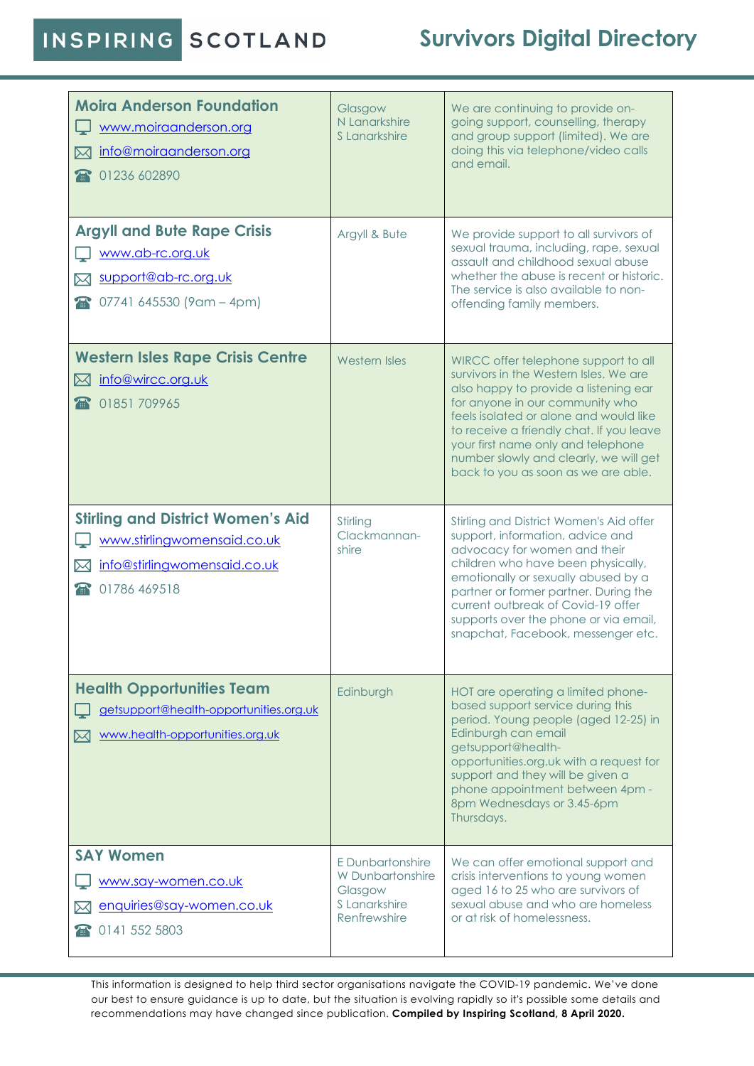| | | |
|---|---|---|
| **Moira Anderson Foundation**<br>www.moiraanderson.org<br>info@moiraanderson.org<br>01236 602890 | Glasgow<br>N Lanarkshire<br>S Lanarkshire | We are continuing to provide on-going support, counselling, therapy and group support (limited). We are doing this via telephone/video calls and email. |
| **Argyll and Bute Rape Crisis**<br>www.ab-rc.org.uk<br>support@ab-rc.org.uk<br>07741 645530 (9am – 4pm) | Argyll & Bute | We provide support to all survivors of sexual trauma, including, rape, sexual assault and childhood sexual abuse whether the abuse is recent or historic. The service is also available to non-offending family members. |
| **Western Isles Rape Crisis Centre**<br>info@wircc.org.uk<br>01851 709965 | Western Isles | WIRCC offer telephone support to all survivors in the Western Isles. We are also happy to provide a listening ear for anyone in our community who feels isolated or alone and would like to receive a friendly chat. If you leave your first name only and telephone number slowly and clearly, we will get back to you as soon as we are able. |
| **Stirling and District Women's Aid**<br>www.stirlingwomensaid.co.uk<br>info@stirlingwomensaid.co.uk<br>01786 469518 | Stirling<br>Clackmannan-shire | Stirling and District Women's Aid offer support, information, advice and advocacy for women and their children who have been physically, emotionally or sexually abused by a partner or former partner. During the current outbreak of Covid-19 offer supports over the phone or via email, snapchat, Facebook, messenger etc. |
| **Health Opportunities Team**<br>getsupport@health-opportunities.org.uk<br>www.health-opportunities.org.uk | Edinburgh | HOT are operating a limited phone-based support service during this period. Young people (aged 12-25) in Edinburgh can email getsupport@health-opportunities.org.uk with a request for support and they will be given a phone appointment between 4pm - 8pm Wednesdays or 3.45-6pm Thursdays. |
| **SAY Women**<br>www.say-women.co.uk<br>enquiries@say-women.co.uk<br>0141 552 5803 | E Dunbartonshire<br>W Dunbartonshire<br>Glasgow<br>S Lanarkshire<br>Renfrewshire | We can offer emotional support and crisis interventions to young women aged 16 to 25 who are survivors of sexual abuse and who are homeless or at risk of homelessness. |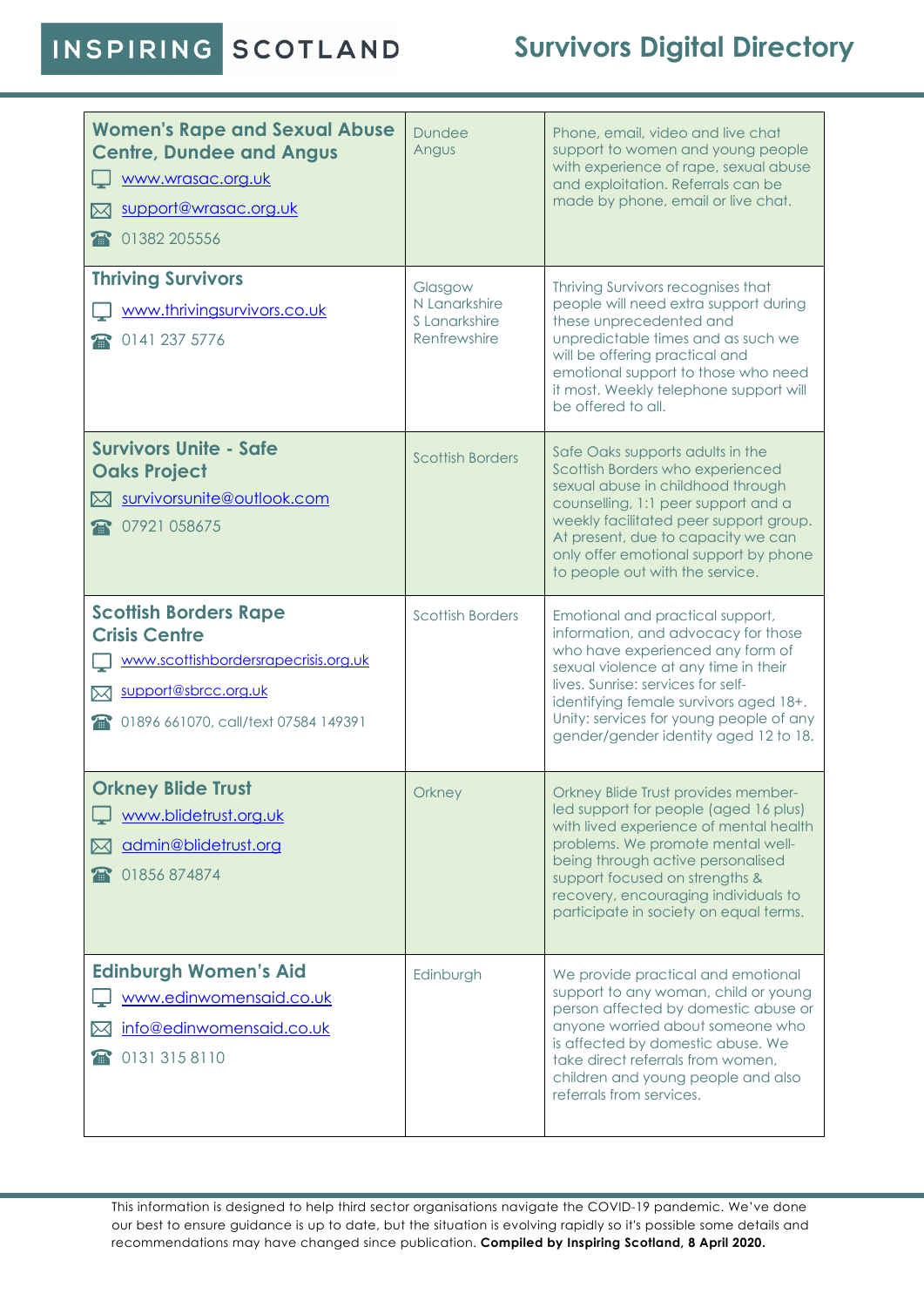| | | |
|---|---|---|
| **Women's Rape and Sexual Abuse Centre, Dundee and Angus** www.wrasac.org.uk support@wrasac.org.uk 01382 205556 | Dundee Angus | Phone, email, video and live chat support to women and young people with experience of rape, sexual abuse and exploitation. Referrals can be made by phone, email or live chat. |
| **Thriving Survivors** www.thrivingsurvivors.co.uk 0141 237 5776 | Glasgow N Lanarkshire S Lanarkshire Renfrewshire | Thriving Survivors recognises that people will need extra support during these unprecedented and unpredictable times and as such we will be offering practical and emotional support to those who need it most. Weekly telephone support will be offered to all. |
| **Survivors Unite - Safe Oaks Project** survivorsunite@outlook.com 07921 058675 | Scottish Borders | Safe Oaks supports adults in the Scottish Borders who experienced sexual abuse in childhood through counselling, 1:1 peer support and a weekly facilitated peer support group. At present, due to capacity we can only offer emotional support by phone to people out with the service. |
| **Scottish Borders Rape Crisis Centre** www.scottishbordersrapecrisis.org.uk support@sbrcc.org.uk 01896 661070, call/text 07584 149391 | Scottish Borders | Emotional and practical support, information, and advocacy for those who have experienced any form of sexual violence at any time in their lives. Sunrise: services for self-identifying female survivors aged 18+. Unity: services for young people of any gender/gender identity aged 12 to 18. |
| **Orkney Blide Trust** www.blidetrust.org.uk admin@blidetrust.org 01856 874874 | Orkney | Orkney Blide Trust provides member-led support for people (aged 16 plus) with lived experience of mental health problems. We promote mental well-being through active personalised support focused on strengths & recovery, encouraging individuals to participate in society on equal terms. |
| **Edinburgh Women's Aid** www.edinwomensaid.co.uk info@edinwomensaid.co.uk 0131 315 8110 | Edinburgh | We provide practical and emotional support to any woman, child or young person affected by domestic abuse or anyone worried about someone who is affected by domestic abuse. We take direct referrals from women, children and young people and also referrals from services. |

This information is designed to help third sector organisations navigate the COVID-19 pandemic. We've done our best to ensure guidance is up to date, but the situation is evolving rapidly so it's possible some details and recommendations may have changed since publication. **Compiled by Inspiring Scotland, 8 April 2020.**